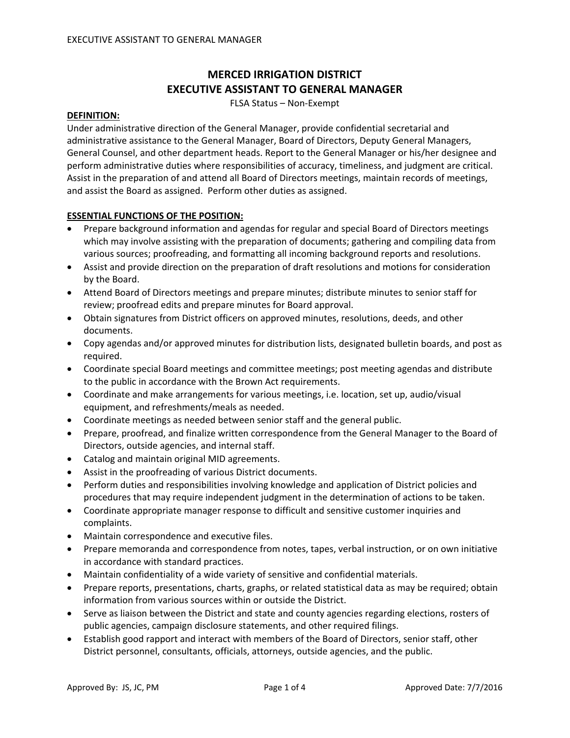# MERCED IRRIGATION DISTRICT
# EXECUTIVE ASSISTANT TO GENERAL MANAGER

FLSA Status – Non-Exempt

**DEFINITION:**

Under administrative direction of the General Manager, provide confidential secretarial and administrative assistance to the General Manager, Board of Directors, Deputy General Managers, General Counsel, and other department heads. Report to the General Manager or his/her designee and perform administrative duties where responsibilities of accuracy, timeliness, and judgment are critical. Assist in the preparation of and attend all Board of Directors meetings, maintain records of meetings, and assist the Board as assigned. Perform other duties as assigned.

**ESSENTIAL FUNCTIONS OF THE POSITION:**

- Prepare background information and agendas for regular and special Board of Directors meetings which may involve assisting with the preparation of documents; gathering and compiling data from various sources; proofreading, and formatting all incoming background reports and resolutions.
- Assist and provide direction on the preparation of draft resolutions and motions for consideration by the Board.
- Attend Board of Directors meetings and prepare minutes; distribute minutes to senior staff for review; proofread edits and prepare minutes for Board approval.
- Obtain signatures from District officers on approved minutes, resolutions, deeds, and other documents.
- Copy agendas and/or approved minutes for distribution lists, designated bulletin boards, and post as required.
- Coordinate special Board meetings and committee meetings; post meeting agendas and distribute to the public in accordance with the Brown Act requirements.
- Coordinate and make arrangements for various meetings, i.e. location, set up, audio/visual equipment, and refreshments/meals as needed.
- Coordinate meetings as needed between senior staff and the general public.
- Prepare, proofread, and finalize written correspondence from the General Manager to the Board of Directors, outside agencies, and internal staff.
- Catalog and maintain original MID agreements.
- Assist in the proofreading of various District documents.
- Perform duties and responsibilities involving knowledge and application of District policies and procedures that may require independent judgment in the determination of actions to be taken.
- Coordinate appropriate manager response to difficult and sensitive customer inquiries and complaints.
- Maintain correspondence and executive files.
- Prepare memoranda and correspondence from notes, tapes, verbal instruction, or on own initiative in accordance with standard practices.
- Maintain confidentiality of a wide variety of sensitive and confidential materials.
- Prepare reports, presentations, charts, graphs, or related statistical data as may be required; obtain information from various sources within or outside the District.
- Serve as liaison between the District and state and county agencies regarding elections, rosters of public agencies, campaign disclosure statements, and other required filings.
- Establish good rapport and interact with members of the Board of Directors, senior staff, other District personnel, consultants, officials, attorneys, outside agencies, and the public.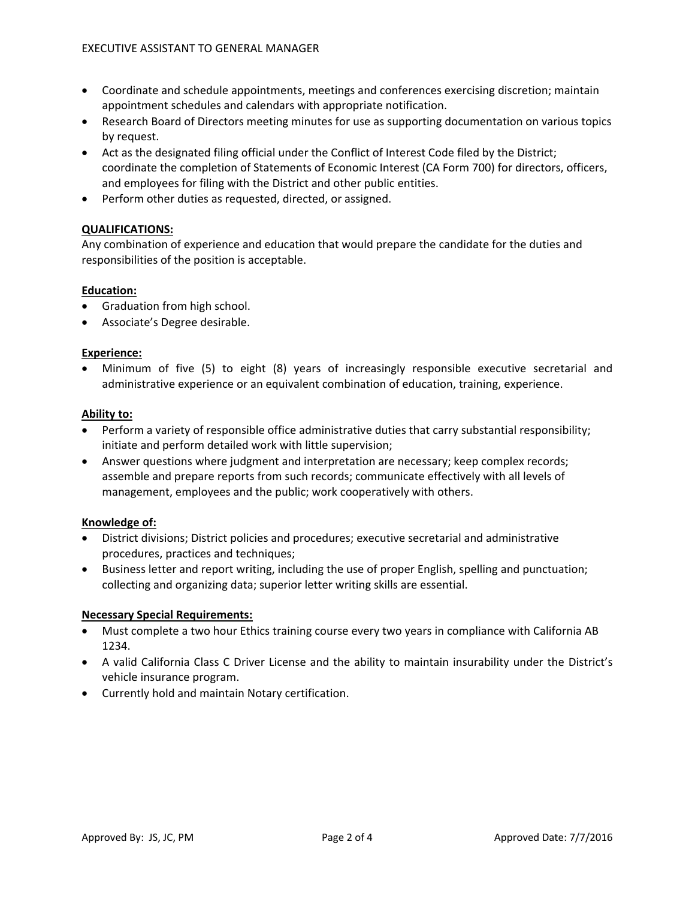- Coordinate and schedule appointments, meetings and conferences exercising discretion; maintain appointment schedules and calendars with appropriate notification.
- Research Board of Directors meeting minutes for use as supporting documentation on various topics by request.
- Act as the designated filing official under the Conflict of Interest Code filed by the District; coordinate the completion of Statements of Economic Interest (CA Form 700) for directors, officers, and employees for filing with the District and other public entities.
- Perform other duties as requested, directed, or assigned.

**QUALIFICATIONS:**

Any combination of experience and education that would prepare the candidate for the duties and responsibilities of the position is acceptable.

**Education:**

- Graduation from high school.
- Associate's Degree desirable.

**Experience:**

- Minimum of five (5) to eight (8) years of increasingly responsible executive secretarial and administrative experience or an equivalent combination of education, training, experience.

**Ability to:**

- Perform a variety of responsible office administrative duties that carry substantial responsibility; initiate and perform detailed work with little supervision;
- Answer questions where judgment and interpretation are necessary; keep complex records; assemble and prepare reports from such records; communicate effectively with all levels of management, employees and the public; work cooperatively with others.

**Knowledge of:**

- District divisions; District policies and procedures; executive secretarial and administrative procedures, practices and techniques;
- Business letter and report writing, including the use of proper English, spelling and punctuation; collecting and organizing data; superior letter writing skills are essential.

**Necessary Special Requirements:**

- Must complete a two hour Ethics training course every two years in compliance with California AB 1234.
- A valid California Class C Driver License and the ability to maintain insurability under the District's vehicle insurance program.
- Currently hold and maintain Notary certification.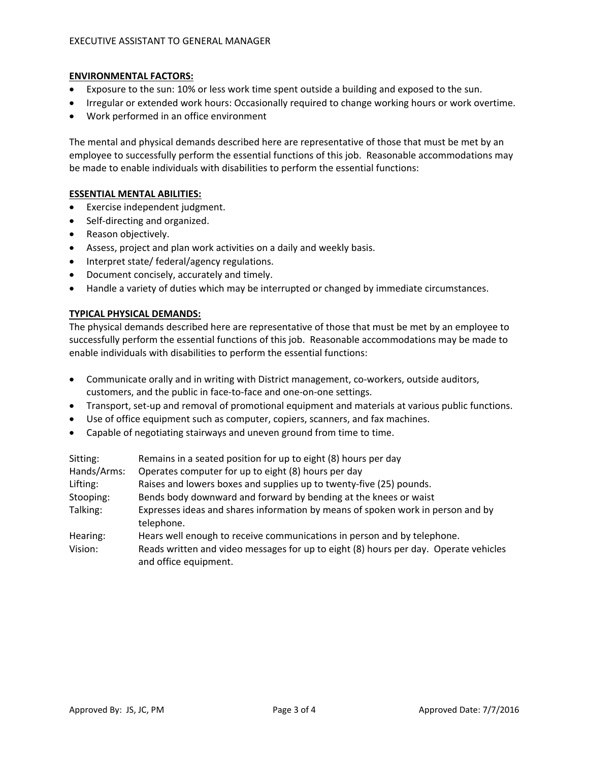**ENVIRONMENTAL FACTORS:**

- Exposure to the sun: 10% or less work time spent outside a building and exposed to the sun.
- Irregular or extended work hours: Occasionally required to change working hours or work overtime.
- Work performed in an office environment

The mental and physical demands described here are representative of those that must be met by an employee to successfully perform the essential functions of this job. Reasonable accommodations may be made to enable individuals with disabilities to perform the essential functions:

**ESSENTIAL MENTAL ABILITIES:**

- Exercise independent judgment.
- Self-directing and organized.
- Reason objectively.
- Assess, project and plan work activities on a daily and weekly basis.
- Interpret state/ federal/agency regulations.
- Document concisely, accurately and timely.
- Handle a variety of duties which may be interrupted or changed by immediate circumstances.

**TYPICAL PHYSICAL DEMANDS:**

The physical demands described here are representative of those that must be met by an employee to successfully perform the essential functions of this job. Reasonable accommodations may be made to enable individuals with disabilities to perform the essential functions:

- Communicate orally and in writing with District management, co-workers, outside auditors, customers, and the public in face-to-face and one-on-one settings.
- Transport, set-up and removal of promotional equipment and materials at various public functions.
- Use of office equipment such as computer, copiers, scanners, and fax machines.
- Capable of negotiating stairways and uneven ground from time to time.

| | |
|---|---|
| Sitting: | Remains in a seated position for up to eight (8) hours per day |
| Hands/Arms: | Operates computer for up to eight (8) hours per day |
| Lifting: | Raises and lowers boxes and supplies up to twenty-five (25) pounds. |
| Stooping: | Bends body downward and forward by bending at the knees or waist |
| Talking: | Expresses ideas and shares information by means of spoken work in person and by telephone. |
| Hearing: | Hears well enough to receive communications in person and by telephone. |
| Vision: | Reads written and video messages for up to eight (8) hours per day. Operate vehicles and office equipment. |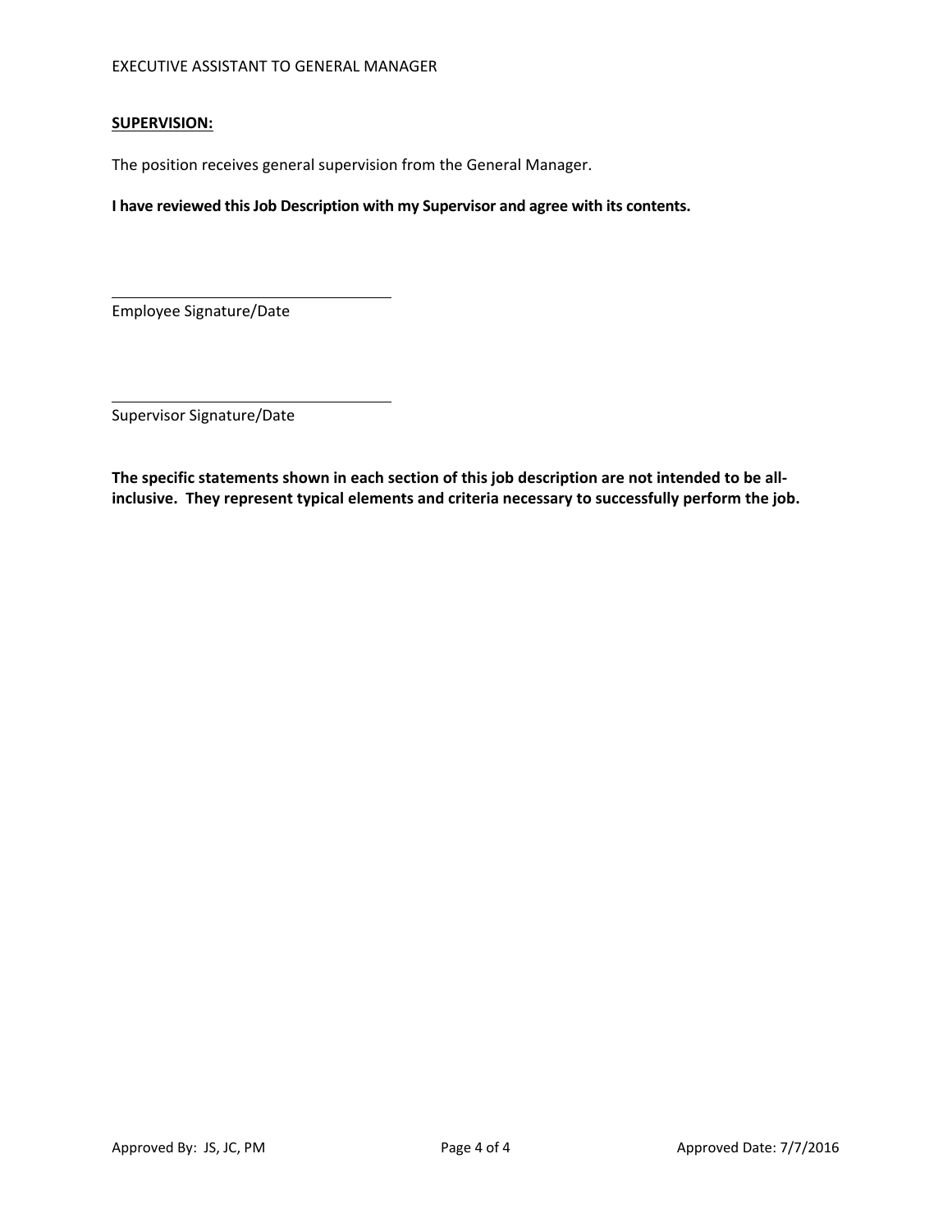**SUPERVISION:**

The position receives general supervision from the General Manager.

**I have reviewed this Job Description with my Supervisor and agree with its contents.**

\_\_\_\_\_\_\_\_\_\_\_\_\_\_\_\_\_\_\_\_\_\_\_\_\_\_\_\_\_\_\_\_\_\_\_\_

Employee Signature/Date

\_\_\_\_\_\_\_\_\_\_\_\_\_\_\_\_\_\_\_\_\_\_\_\_\_\_\_\_\_\_\_\_\_\_\_\_

Supervisor Signature/Date

**The specific statements shown in each section of this job description are not intended to be all-inclusive. They represent typical elements and criteria necessary to successfully perform the job.**

Approved By: JS, JC, PM

Approved Date: 7/7/2016